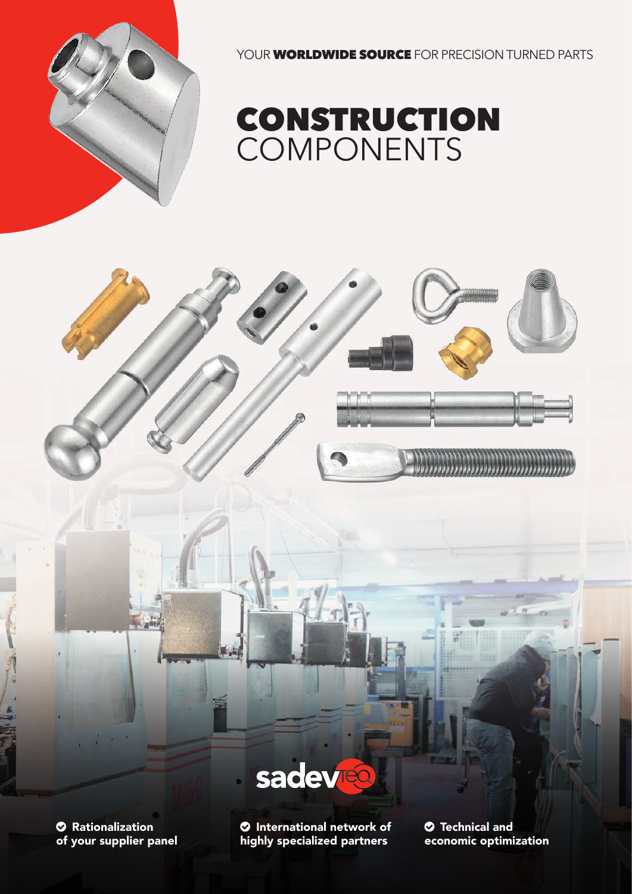YOUR **WORLDWIDE SOURCE** FOR PRECISION TURNED PARTS

# CONSTRUCTION COMPONENTS

sadevteq

- **Rationalization of your supplier panel**
- **International network of highly specialized partners**
- **Technical and economic optimization**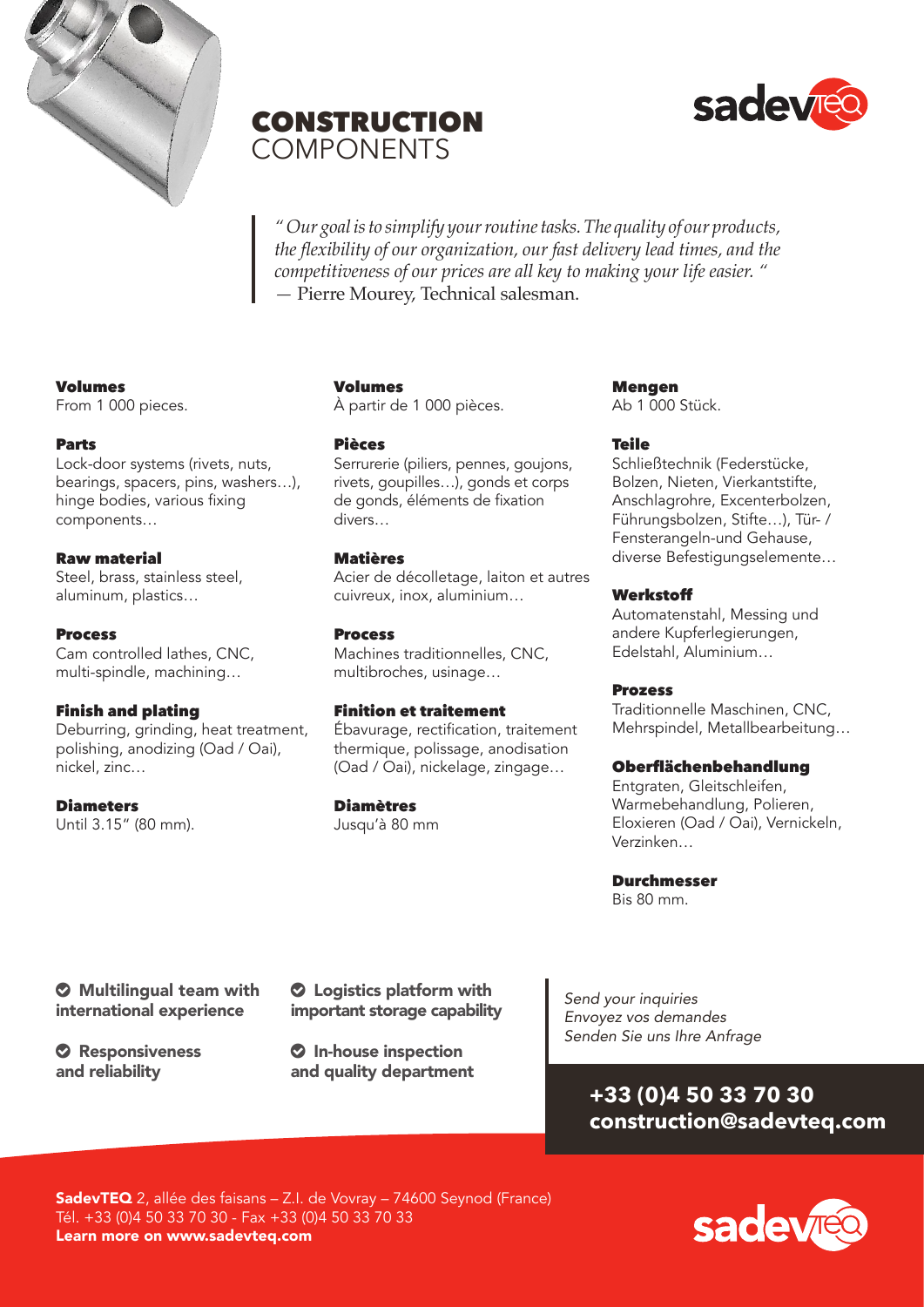# CONSTRUCTION COMPONENTS

sadevTEQ

*" Our goal is to simplify your routine tasks. The quality of our products, the flexibility of our organization, our fast delivery lead times, and the competitiveness of our prices are all key to making your life easier. "*
— Pierre Mourey, Technical salesman.

**Volumes**
From 1 000 pieces.

**Parts**
Lock-door systems (rivets, nuts, bearings, spacers, pins, washers…), hinge bodies, various fixing components…

**Raw material**
Steel, brass, stainless steel, aluminum, plastics…

**Process**
Cam controlled lathes, CNC, multi-spindle, machining…

**Finish and plating**
Deburring, grinding, heat treatment, polishing, anodizing (Oad / Oai), nickel, zinc…

**Diameters**
Until 3.15" (80 mm).

**Volumes**
À partir de 1 000 pièces.

**Pièces**
Serrurerie (piliers, pennes, goujons, rivets, goupilles…), gonds et corps de gonds, éléments de fixation divers…

**Matières**
Acier de décolletage, laiton et autres cuivreux, inox, aluminium…

**Process**
Machines traditionnelles, CNC, multibroches, usinage…

**Finition et traitement**
Ébavurage, rectification, traitement thermique, polissage, anodisation (Oad / Oai), nickelage, zingage…

**Diamètres**
Jusqu'à 80 mm

**Mengen**
Ab 1 000 Stück.

**Teile**
Schließtechnik (Federstücke, Bolzen, Nieten, Vierkantstifte, Anschlagrohre, Excenterbolzen, Führungsbolzen, Stifte…), Tür- / Fensterangeln-und Gehause, diverse Befestigungselemente…

**Werkstoff**
Automatenstahl, Messing und andere Kupferlegierungen, Edelstahl, Aluminium…

**Prozess**
Traditionnelle Maschinen, CNC, Mehrspindel, Metallbearbeitung…

**Oberflächenbehandlung**
Entgraten, Gleitschleifen, Warmebehandlung, Polieren, Eloxieren (Oad / Oai), Vernickeln, Verzinken…

**Durchmesser**
Bis 80 mm.

- **Multilingual team with international experience**
- **Responsiveness and reliability**
- **Logistics platform with important storage capability**
- **In-house inspection and quality department**

*Send your inquiries*
*Envoyez vos demandes*
*Senden Sie uns Ihre Anfrage*

**+33 (0)4 50 33 70 30**
**construction@sadevteq.com**

**SadevTEQ** 2, allée des faisans – Z.I. de Vovray – 74600 Seynod (France)
Tél. +33 (0)4 50 33 70 30 - Fax +33 (0)4 50 33 70 33
**Learn more on www.sadevteq.com**

sadevTEQ